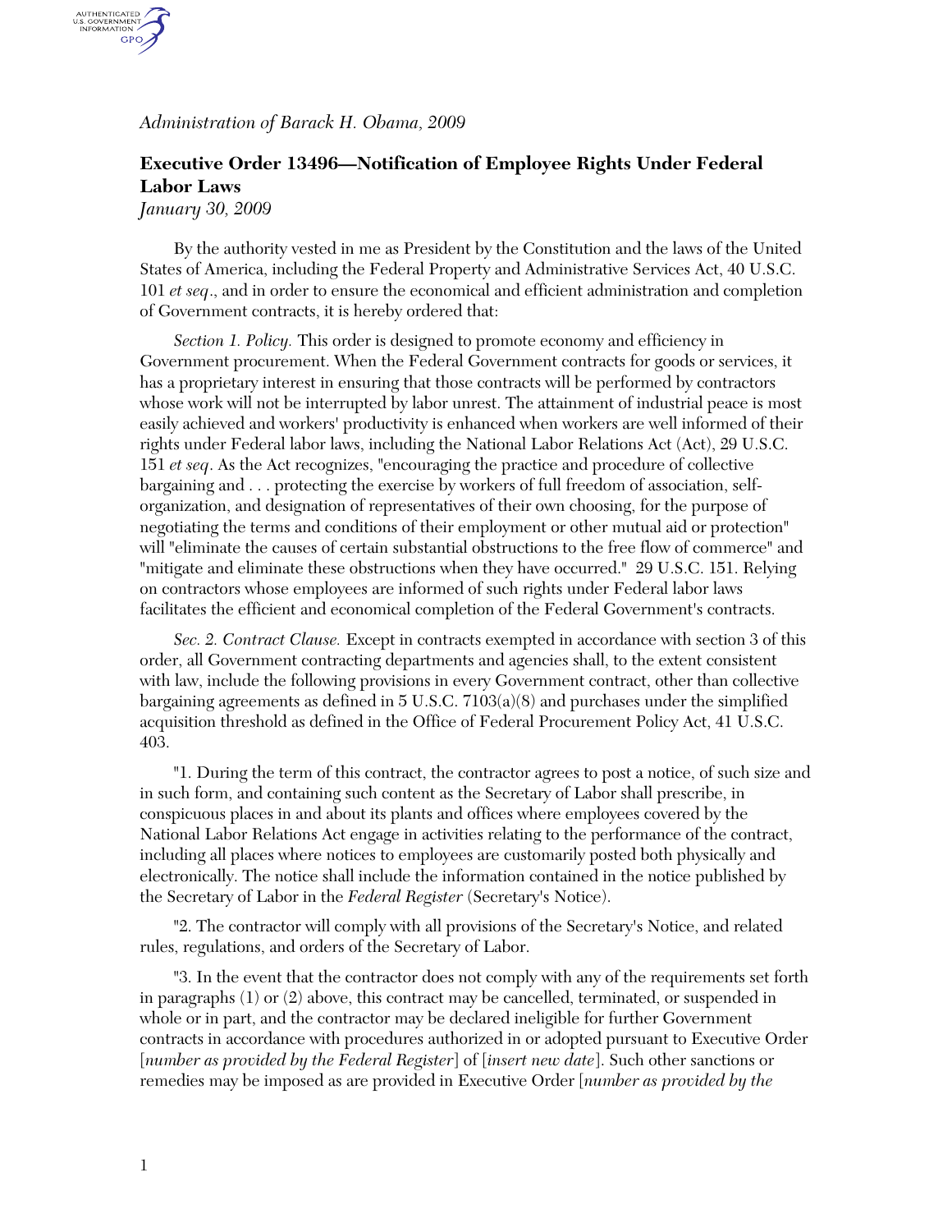*Administration of Barack H. Obama, 2009*

## Executive Order 13496—Notification of Employee Rights Under Federal Labor Laws

*January 30, 2009*

By the authority vested in me as President by the Constitution and the laws of the United States of America, including the Federal Property and Administrative Services Act, 40 U.S.C. 101 *et seq*., and in order to ensure the economical and efficient administration and completion of Government contracts, it is hereby ordered that:

*Section 1. Policy.* This order is designed to promote economy and efficiency in Government procurement. When the Federal Government contracts for goods or services, it has a proprietary interest in ensuring that those contracts will be performed by contractors whose work will not be interrupted by labor unrest. The attainment of industrial peace is most easily achieved and workers' productivity is enhanced when workers are well informed of their rights under Federal labor laws, including the National Labor Relations Act (Act), 29 U.S.C. 151 *et seq*. As the Act recognizes, "encouraging the practice and procedure of collective bargaining and . . . protecting the exercise by workers of full freedom of association, self-organization, and designation of representatives of their own choosing, for the purpose of negotiating the terms and conditions of their employment or other mutual aid or protection" will "eliminate the causes of certain substantial obstructions to the free flow of commerce" and "mitigate and eliminate these obstructions when they have occurred." 29 U.S.C. 151. Relying on contractors whose employees are informed of such rights under Federal labor laws facilitates the efficient and economical completion of the Federal Government's contracts.

*Sec. 2. Contract Clause.* Except in contracts exempted in accordance with section 3 of this order, all Government contracting departments and agencies shall, to the extent consistent with law, include the following provisions in every Government contract, other than collective bargaining agreements as defined in 5 U.S.C. 7103(a)(8) and purchases under the simplified acquisition threshold as defined in the Office of Federal Procurement Policy Act, 41 U.S.C. 403.

"1. During the term of this contract, the contractor agrees to post a notice, of such size and in such form, and containing such content as the Secretary of Labor shall prescribe, in conspicuous places in and about its plants and offices where employees covered by the National Labor Relations Act engage in activities relating to the performance of the contract, including all places where notices to employees are customarily posted both physically and electronically. The notice shall include the information contained in the notice published by the Secretary of Labor in the *Federal Register* (Secretary's Notice).

"2. The contractor will comply with all provisions of the Secretary's Notice, and related rules, regulations, and orders of the Secretary of Labor.

"3. In the event that the contractor does not comply with any of the requirements set forth in paragraphs (1) or (2) above, this contract may be cancelled, terminated, or suspended in whole or in part, and the contractor may be declared ineligible for further Government contracts in accordance with procedures authorized in or adopted pursuant to Executive Order [*number as provided by the Federal Register*] of [*insert new date*]. Such other sanctions or remedies may be imposed as are provided in Executive Order [*number as provided by the*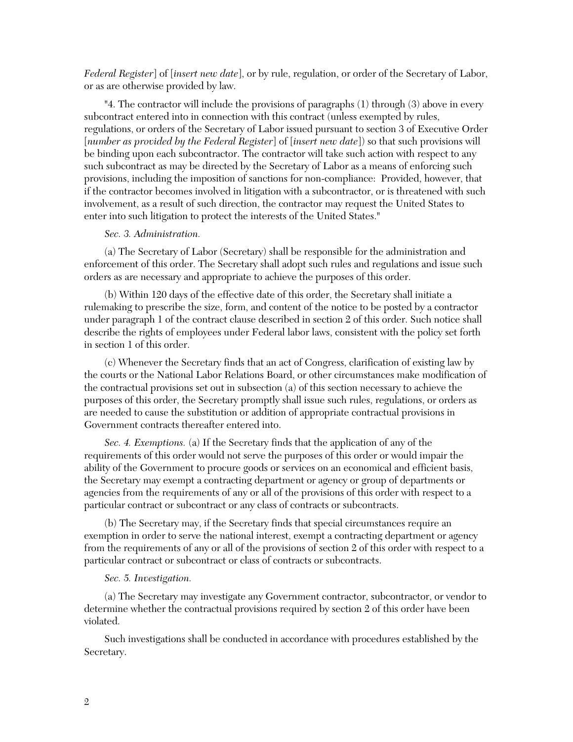*Federal Register*] of [*insert new date*], or by rule, regulation, or order of the Secretary of Labor, or as are otherwise provided by law.

"4. The contractor will include the provisions of paragraphs (1) through (3) above in every subcontract entered into in connection with this contract (unless exempted by rules, regulations, or orders of the Secretary of Labor issued pursuant to section 3 of Executive Order [*number as provided by the Federal Register*] of [*insert new date*]) so that such provisions will be binding upon each subcontractor. The contractor will take such action with respect to any such subcontract as may be directed by the Secretary of Labor as a means of enforcing such provisions, including the imposition of sanctions for non-compliance: Provided, however, that if the contractor becomes involved in litigation with a subcontractor, or is threatened with such involvement, as a result of such direction, the contractor may request the United States to enter into such litigation to protect the interests of the United States."

*Sec. 3. Administration.*

(a) The Secretary of Labor (Secretary) shall be responsible for the administration and enforcement of this order. The Secretary shall adopt such rules and regulations and issue such orders as are necessary and appropriate to achieve the purposes of this order.

(b) Within 120 days of the effective date of this order, the Secretary shall initiate a rulemaking to prescribe the size, form, and content of the notice to be posted by a contractor under paragraph 1 of the contract clause described in section 2 of this order. Such notice shall describe the rights of employees under Federal labor laws, consistent with the policy set forth in section 1 of this order.

(c) Whenever the Secretary finds that an act of Congress, clarification of existing law by the courts or the National Labor Relations Board, or other circumstances make modification of the contractual provisions set out in subsection (a) of this section necessary to achieve the purposes of this order, the Secretary promptly shall issue such rules, regulations, or orders as are needed to cause the substitution or addition of appropriate contractual provisions in Government contracts thereafter entered into.

*Sec. 4. Exemptions.* (a) If the Secretary finds that the application of any of the requirements of this order would not serve the purposes of this order or would impair the ability of the Government to procure goods or services on an economical and efficient basis, the Secretary may exempt a contracting department or agency or group of departments or agencies from the requirements of any or all of the provisions of this order with respect to a particular contract or subcontract or any class of contracts or subcontracts.

(b) The Secretary may, if the Secretary finds that special circumstances require an exemption in order to serve the national interest, exempt a contracting department or agency from the requirements of any or all of the provisions of section 2 of this order with respect to a particular contract or subcontract or class of contracts or subcontracts.

*Sec. 5. Investigation.*

(a) The Secretary may investigate any Government contractor, subcontractor, or vendor to determine whether the contractual provisions required by section 2 of this order have been violated.

Such investigations shall be conducted in accordance with procedures established by the Secretary.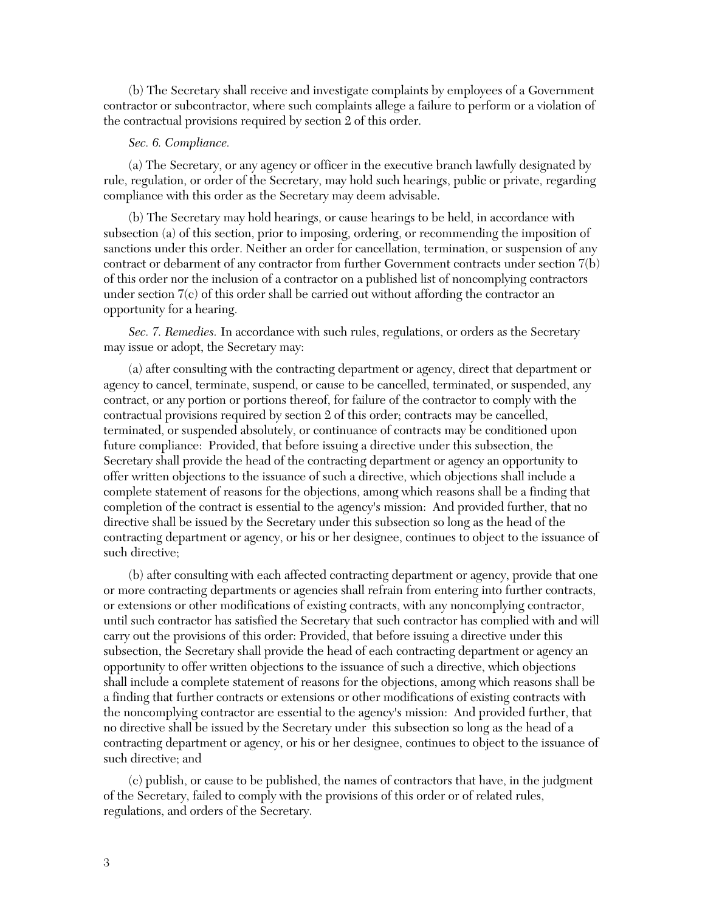(b) The Secretary shall receive and investigate complaints by employees of a Government contractor or subcontractor, where such complaints allege a failure to perform or a violation of the contractual provisions required by section 2 of this order.

*Sec. 6. Compliance.*

(a) The Secretary, or any agency or officer in the executive branch lawfully designated by rule, regulation, or order of the Secretary, may hold such hearings, public or private, regarding compliance with this order as the Secretary may deem advisable.

(b) The Secretary may hold hearings, or cause hearings to be held, in accordance with subsection (a) of this section, prior to imposing, ordering, or recommending the imposition of sanctions under this order. Neither an order for cancellation, termination, or suspension of any contract or debarment of any contractor from further Government contracts under section 7(b) of this order nor the inclusion of a contractor on a published list of noncomplying contractors under section 7(c) of this order shall be carried out without affording the contractor an opportunity for a hearing.

*Sec. 7. Remedies.* In accordance with such rules, regulations, or orders as the Secretary may issue or adopt, the Secretary may:

(a) after consulting with the contracting department or agency, direct that department or agency to cancel, terminate, suspend, or cause to be cancelled, terminated, or suspended, any contract, or any portion or portions thereof, for failure of the contractor to comply with the contractual provisions required by section 2 of this order; contracts may be cancelled, terminated, or suspended absolutely, or continuance of contracts may be conditioned upon future compliance: Provided, that before issuing a directive under this subsection, the Secretary shall provide the head of the contracting department or agency an opportunity to offer written objections to the issuance of such a directive, which objections shall include a complete statement of reasons for the objections, among which reasons shall be a finding that completion of the contract is essential to the agency's mission: And provided further, that no directive shall be issued by the Secretary under this subsection so long as the head of the contracting department or agency, or his or her designee, continues to object to the issuance of such directive;

(b) after consulting with each affected contracting department or agency, provide that one or more contracting departments or agencies shall refrain from entering into further contracts, or extensions or other modifications of existing contracts, with any noncomplying contractor, until such contractor has satisfied the Secretary that such contractor has complied with and will carry out the provisions of this order: Provided, that before issuing a directive under this subsection, the Secretary shall provide the head of each contracting department or agency an opportunity to offer written objections to the issuance of such a directive, which objections shall include a complete statement of reasons for the objections, among which reasons shall be a finding that further contracts or extensions or other modifications of existing contracts with the noncomplying contractor are essential to the agency's mission: And provided further, that no directive shall be issued by the Secretary under this subsection so long as the head of a contracting department or agency, or his or her designee, continues to object to the issuance of such directive; and

(c) publish, or cause to be published, the names of contractors that have, in the judgment of the Secretary, failed to comply with the provisions of this order or of related rules, regulations, and orders of the Secretary.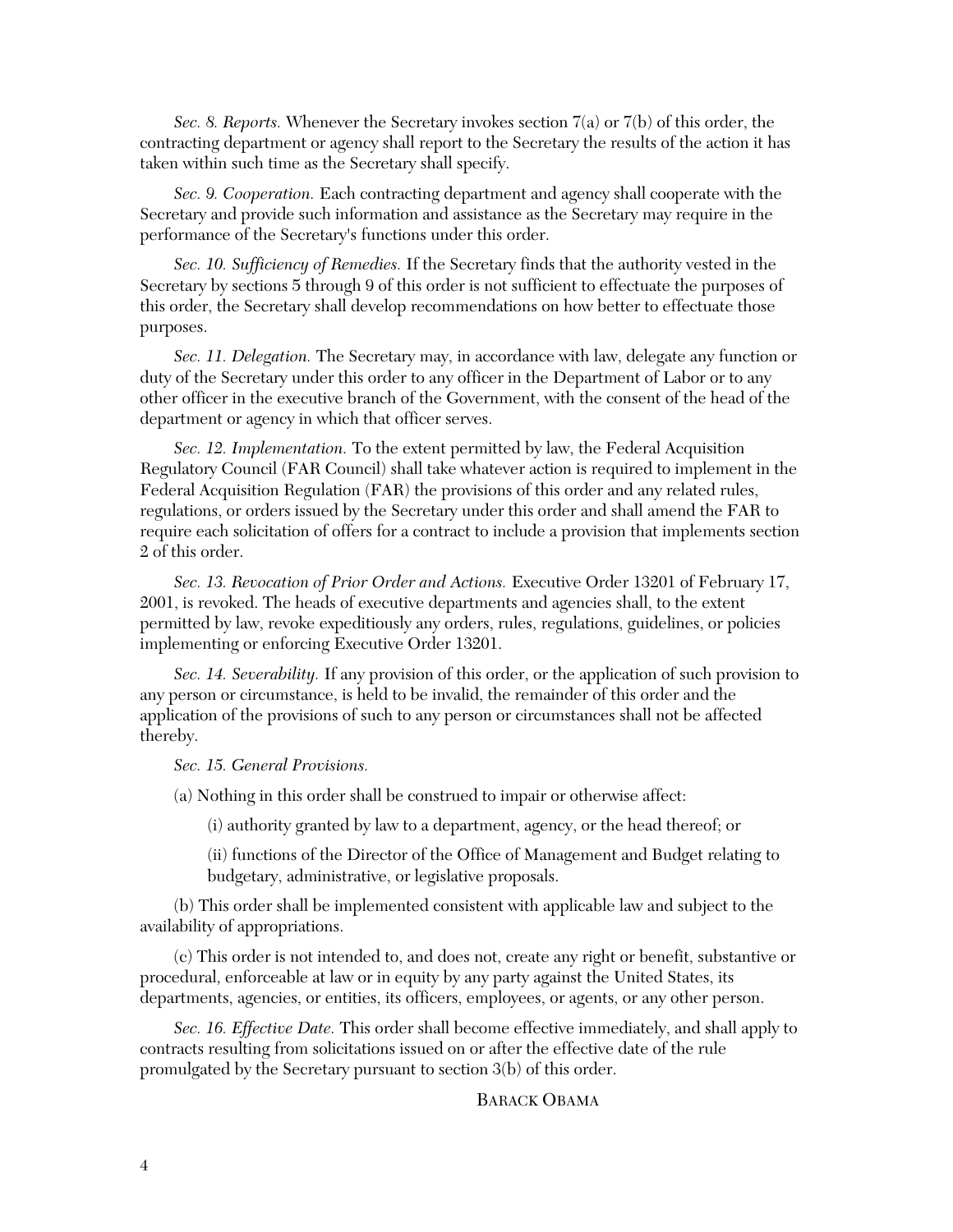*Sec. 8. Reports.* Whenever the Secretary invokes section 7(a) or 7(b) of this order, the contracting department or agency shall report to the Secretary the results of the action it has taken within such time as the Secretary shall specify.

*Sec. 9. Cooperation.* Each contracting department and agency shall cooperate with the Secretary and provide such information and assistance as the Secretary may require in the performance of the Secretary's functions under this order.

*Sec. 10. Sufficiency of Remedies.* If the Secretary finds that the authority vested in the Secretary by sections 5 through 9 of this order is not sufficient to effectuate the purposes of this order, the Secretary shall develop recommendations on how better to effectuate those purposes.

*Sec. 11. Delegation.* The Secretary may, in accordance with law, delegate any function or duty of the Secretary under this order to any officer in the Department of Labor or to any other officer in the executive branch of the Government, with the consent of the head of the department or agency in which that officer serves.

*Sec. 12. Implementation.* To the extent permitted by law, the Federal Acquisition Regulatory Council (FAR Council) shall take whatever action is required to implement in the Federal Acquisition Regulation (FAR) the provisions of this order and any related rules, regulations, or orders issued by the Secretary under this order and shall amend the FAR to require each solicitation of offers for a contract to include a provision that implements section 2 of this order.

*Sec. 13. Revocation of Prior Order and Actions.* Executive Order 13201 of February 17, 2001, is revoked. The heads of executive departments and agencies shall, to the extent permitted by law, revoke expeditiously any orders, rules, regulations, guidelines, or policies implementing or enforcing Executive Order 13201.

*Sec. 14. Severability.* If any provision of this order, or the application of such provision to any person or circumstance, is held to be invalid, the remainder of this order and the application of the provisions of such to any person or circumstances shall not be affected thereby.

*Sec. 15. General Provisions.*

(a) Nothing in this order shall be construed to impair or otherwise affect:

(i) authority granted by law to a department, agency, or the head thereof; or

(ii) functions of the Director of the Office of Management and Budget relating to budgetary, administrative, or legislative proposals.

(b) This order shall be implemented consistent with applicable law and subject to the availability of appropriations.

(c) This order is not intended to, and does not, create any right or benefit, substantive or procedural, enforceable at law or in equity by any party against the United States, its departments, agencies, or entities, its officers, employees, or agents, or any other person.

*Sec. 16. Effective Date.* This order shall become effective immediately, and shall apply to contracts resulting from solicitations issued on or after the effective date of the rule promulgated by the Secretary pursuant to section 3(b) of this order.

BARACK OBAMA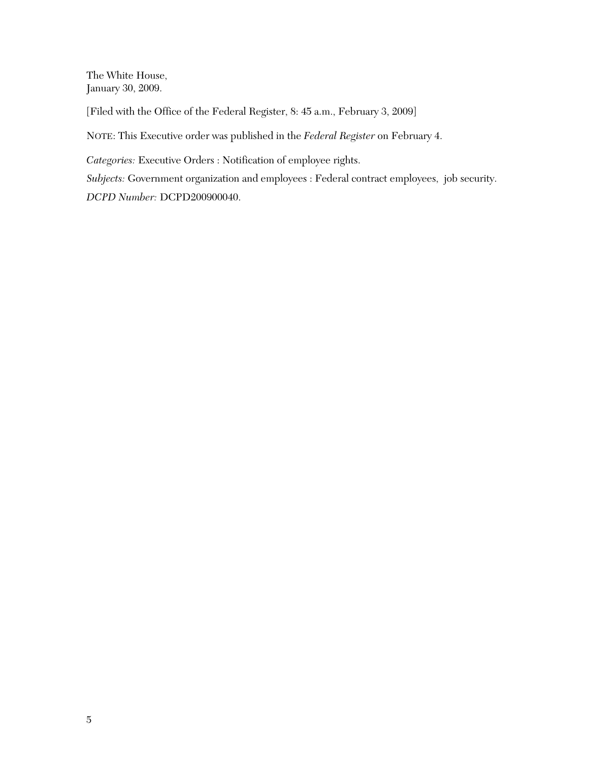The White House,
January 30, 2009.

[Filed with the Office of the Federal Register, 8: 45 a.m., February 3, 2009]

NOTE: This Executive order was published in the *Federal Register* on February 4.

*Categories:* Executive Orders : Notification of employee rights.

*Subjects:* Government organization and employees : Federal contract employees,  job security.

*DCPD Number:* DCPD200900040.